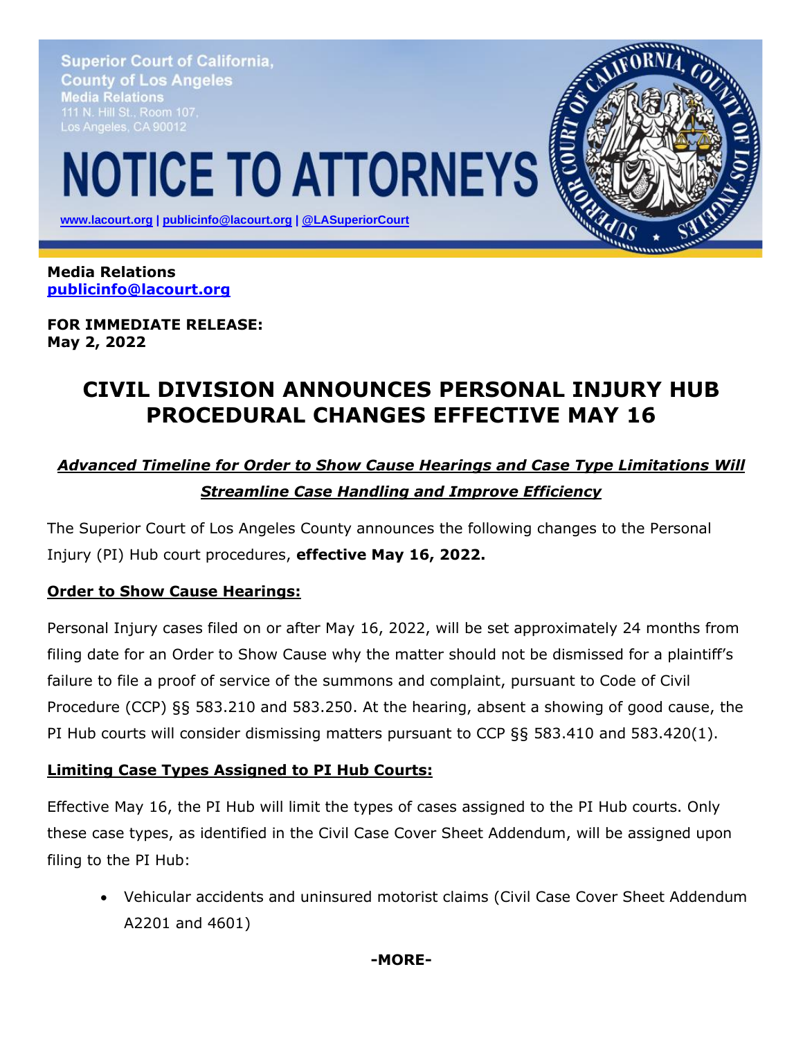Superior Court of California, County of Los Angeles
Media Relations
111 N. Hill St., Room 107,
Los Angeles, CA 90012

# NOTICE TO ATTORNEYS

www.lacourt.org | publicinfo@lacourt.org | @LASuperiorCourt

**Media Relations**
**publicinfo@lacourt.org**

**FOR IMMEDIATE RELEASE:**
**May 2, 2022**

## CIVIL DIVISION ANNOUNCES PERSONAL INJURY HUB PROCEDURAL CHANGES EFFECTIVE MAY 16

***Advanced Timeline for Order to Show Cause Hearings and Case Type Limitations Will Streamline Case Handling and Improve Efficiency***

The Superior Court of Los Angeles County announces the following changes to the Personal Injury (PI) Hub court procedures, **effective May 16, 2022.**

**Order to Show Cause Hearings:**

Personal Injury cases filed on or after May 16, 2022, will be set approximately 24 months from filing date for an Order to Show Cause why the matter should not be dismissed for a plaintiff's failure to file a proof of service of the summons and complaint, pursuant to Code of Civil Procedure (CCP) §§ 583.210 and 583.250. At the hearing, absent a showing of good cause, the PI Hub courts will consider dismissing matters pursuant to CCP §§ 583.410 and 583.420(1).

**Limiting Case Types Assigned to PI Hub Courts:**

Effective May 16, the PI Hub will limit the types of cases assigned to the PI Hub courts. Only these case types, as identified in the Civil Case Cover Sheet Addendum, will be assigned upon filing to the PI Hub:

- Vehicular accidents and uninsured motorist claims (Civil Case Cover Sheet Addendum A2201 and 4601)

**-MORE-**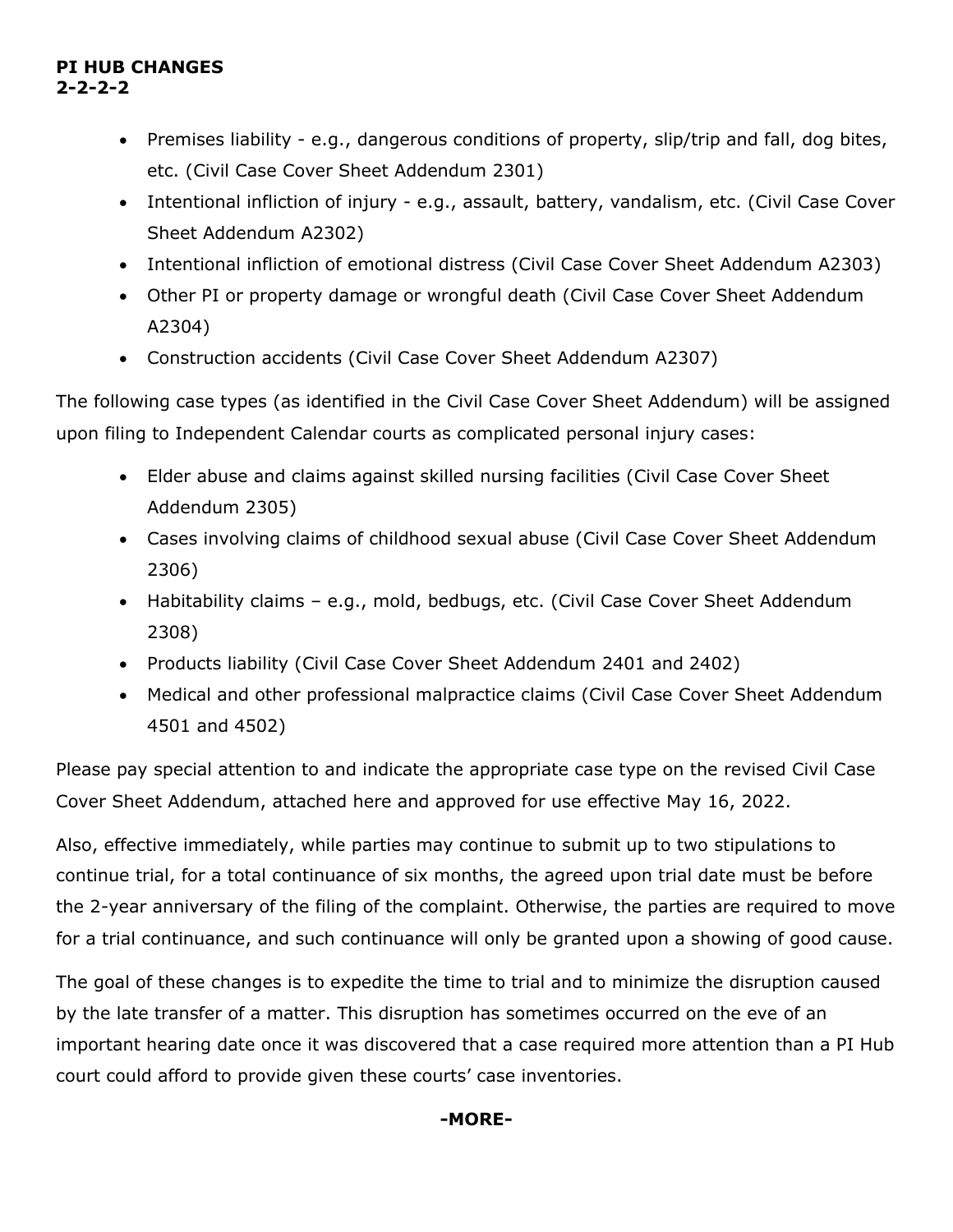**PI HUB CHANGES**
**2-2-2-2**

- Premises liability - e.g., dangerous conditions of property, slip/trip and fall, dog bites, etc. (Civil Case Cover Sheet Addendum 2301)
- Intentional infliction of injury - e.g., assault, battery, vandalism, etc. (Civil Case Cover Sheet Addendum A2302)
- Intentional infliction of emotional distress (Civil Case Cover Sheet Addendum A2303)
- Other PI or property damage or wrongful death (Civil Case Cover Sheet Addendum A2304)
- Construction accidents (Civil Case Cover Sheet Addendum A2307)

The following case types (as identified in the Civil Case Cover Sheet Addendum) will be assigned upon filing to Independent Calendar courts as complicated personal injury cases:

- Elder abuse and claims against skilled nursing facilities (Civil Case Cover Sheet Addendum 2305)
- Cases involving claims of childhood sexual abuse (Civil Case Cover Sheet Addendum 2306)
- Habitability claims – e.g., mold, bedbugs, etc. (Civil Case Cover Sheet Addendum 2308)
- Products liability (Civil Case Cover Sheet Addendum 2401 and 2402)
- Medical and other professional malpractice claims (Civil Case Cover Sheet Addendum 4501 and 4502)

Please pay special attention to and indicate the appropriate case type on the revised Civil Case Cover Sheet Addendum, attached here and approved for use effective May 16, 2022.

Also, effective immediately, while parties may continue to submit up to two stipulations to continue trial, for a total continuance of six months, the agreed upon trial date must be before the 2-year anniversary of the filing of the complaint. Otherwise, the parties are required to move for a trial continuance, and such continuance will only be granted upon a showing of good cause.

The goal of these changes is to expedite the time to trial and to minimize the disruption caused by the late transfer of a matter. This disruption has sometimes occurred on the eve of an important hearing date once it was discovered that a case required more attention than a PI Hub court could afford to provide given these courts' case inventories.

**-MORE-**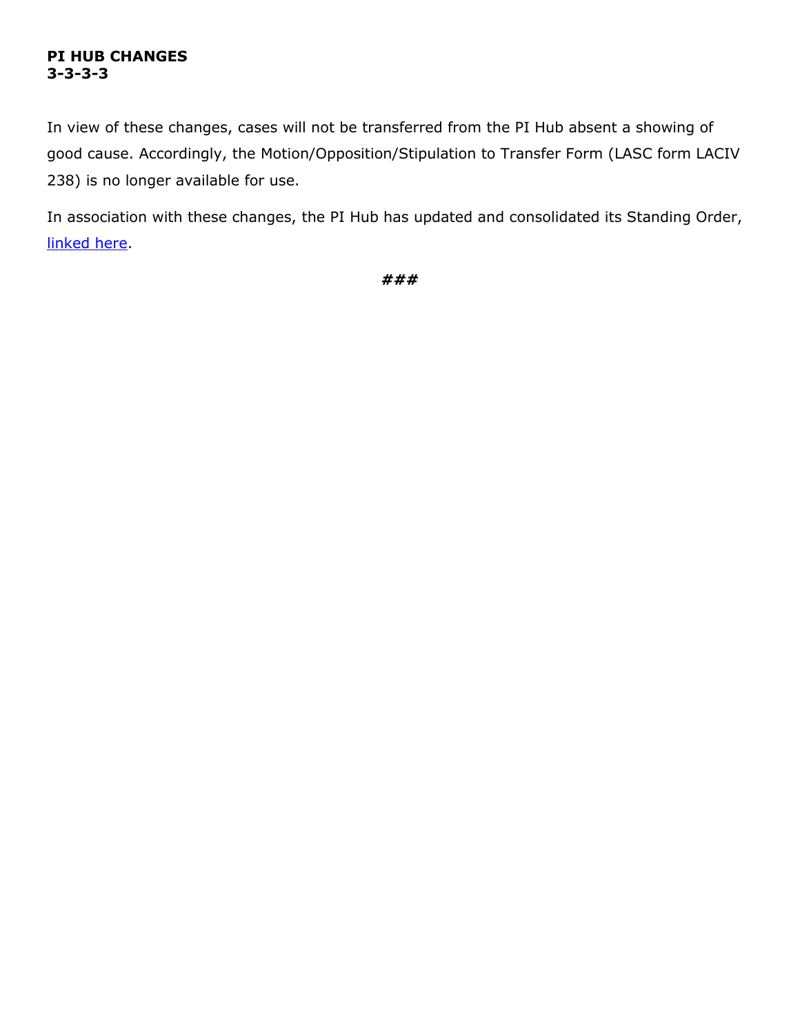In view of these changes, cases will not be transferred from the PI Hub absent a showing of good cause. Accordingly, the Motion/Opposition/Stipulation to Transfer Form (LASC form LACIV 238) is no longer available for use.

In association with these changes, the PI Hub has updated and consolidated its Standing Order, linked here.

###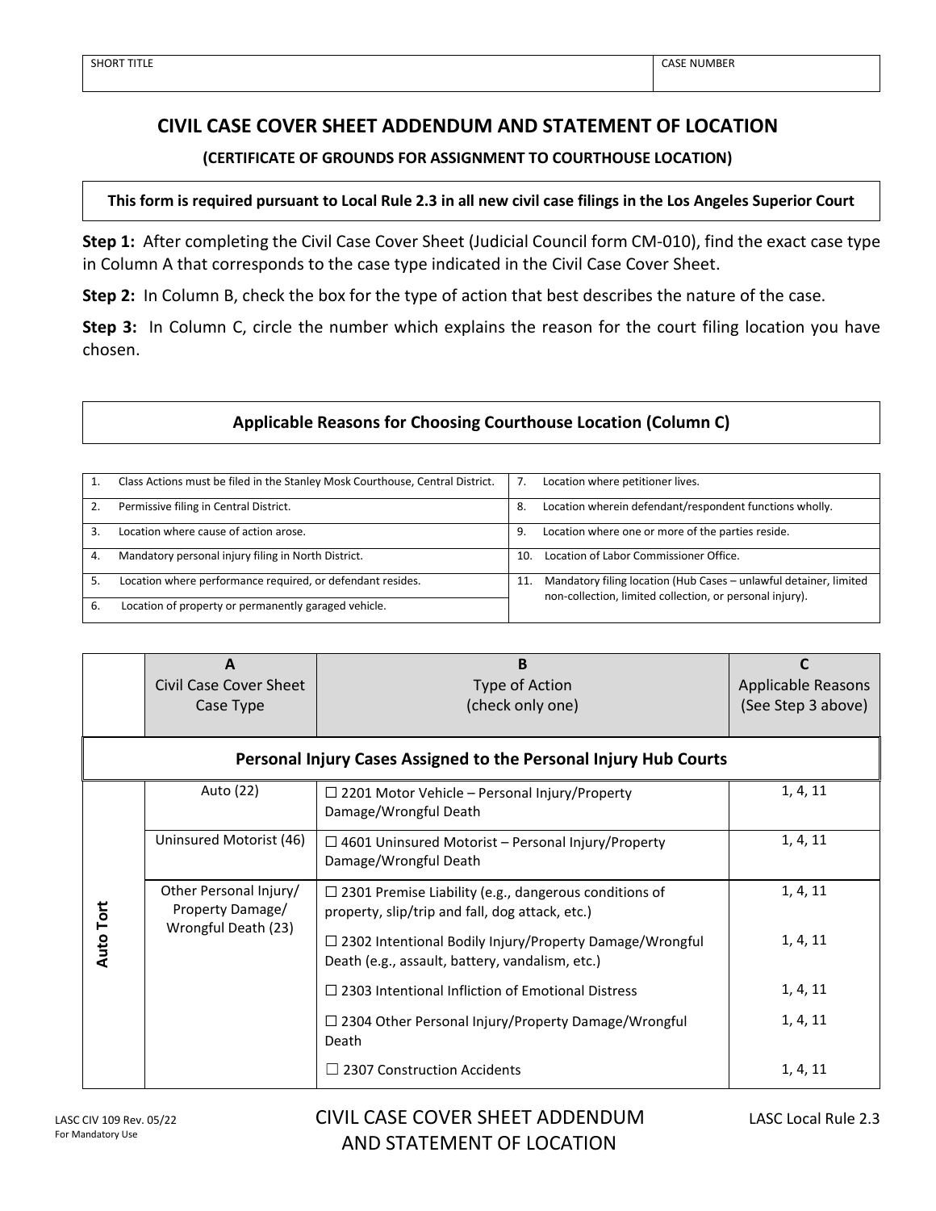| SHORT TITLE | CASE NUMBER |
|---|---|
| | |

# CIVIL CASE COVER SHEET ADDENDUM AND STATEMENT OF LOCATION

## (CERTIFICATE OF GROUNDS FOR ASSIGNMENT TO COURTHOUSE LOCATION)

**This form is required pursuant to Local Rule 2.3 in all new civil case filings in the Los Angeles Superior Court**

**Step 1:** After completing the Civil Case Cover Sheet (Judicial Council form CM-010), find the exact case type in Column A that corresponds to the case type indicated in the Civil Case Cover Sheet.

**Step 2:** In Column B, check the box for the type of action that best describes the nature of the case.

**Step 3:** In Column C, circle the number which explains the reason for the court filing location you have chosen.

### Applicable Reasons for Choosing Courthouse Location (Column C)

| | |
|---|---|
| 1. Class Actions must be filed in the Stanley Mosk Courthouse, Central District. | 7. Location where petitioner lives. |
| 2. Permissive filing in Central District. | 8. Location wherein defendant/respondent functions wholly. |
| 3. Location where cause of action arose. | 9. Location where one or more of the parties reside. |
| 4. Mandatory personal injury filing in North District. | 10. Location of Labor Commissioner Office. |
| 5. Location where performance required, or defendant resides. | 11. Mandatory filing location (Hub Cases – unlawful detainer, limited non-collection, limited collection, or personal injury). |
| 6. Location of property or permanently garaged vehicle. | |

| | A<br>Civil Case Cover Sheet Case Type | B<br>Type of Action<br>(check only one) | C<br>Applicable Reasons<br>(See Step 3 above) |
|---|---|---|---|
| **Personal Injury Cases Assigned to the Personal Injury Hub Courts** | | | |
| **Auto Tort** | Auto (22) | ☐ 2201 Motor Vehicle – Personal Injury/Property Damage/Wrongful Death | 1, 4, 11 |
| | Uninsured Motorist (46) | ☐ 4601 Uninsured Motorist – Personal Injury/Property Damage/Wrongful Death | 1, 4, 11 |
| | Other Personal Injury/ Property Damage/ Wrongful Death (23) | ☐ 2301 Premise Liability (e.g., dangerous conditions of property, slip/trip and fall, dog attack, etc.) | 1, 4, 11 |
| | | ☐ 2302 Intentional Bodily Injury/Property Damage/Wrongful Death (e.g., assault, battery, vandalism, etc.) | 1, 4, 11 |
| | | ☐ 2303 Intentional Infliction of Emotional Distress | 1, 4, 11 |
| | | ☐ 2304 Other Personal Injury/Property Damage/Wrongful Death | 1, 4, 11 |
| | | ☐ 2307 Construction Accidents | 1, 4, 11 |

LASC CIV 109 Rev. 05/22
For Mandatory Use

CIVIL CASE COVER SHEET ADDENDUM AND STATEMENT OF LOCATION

LASC Local Rule 2.3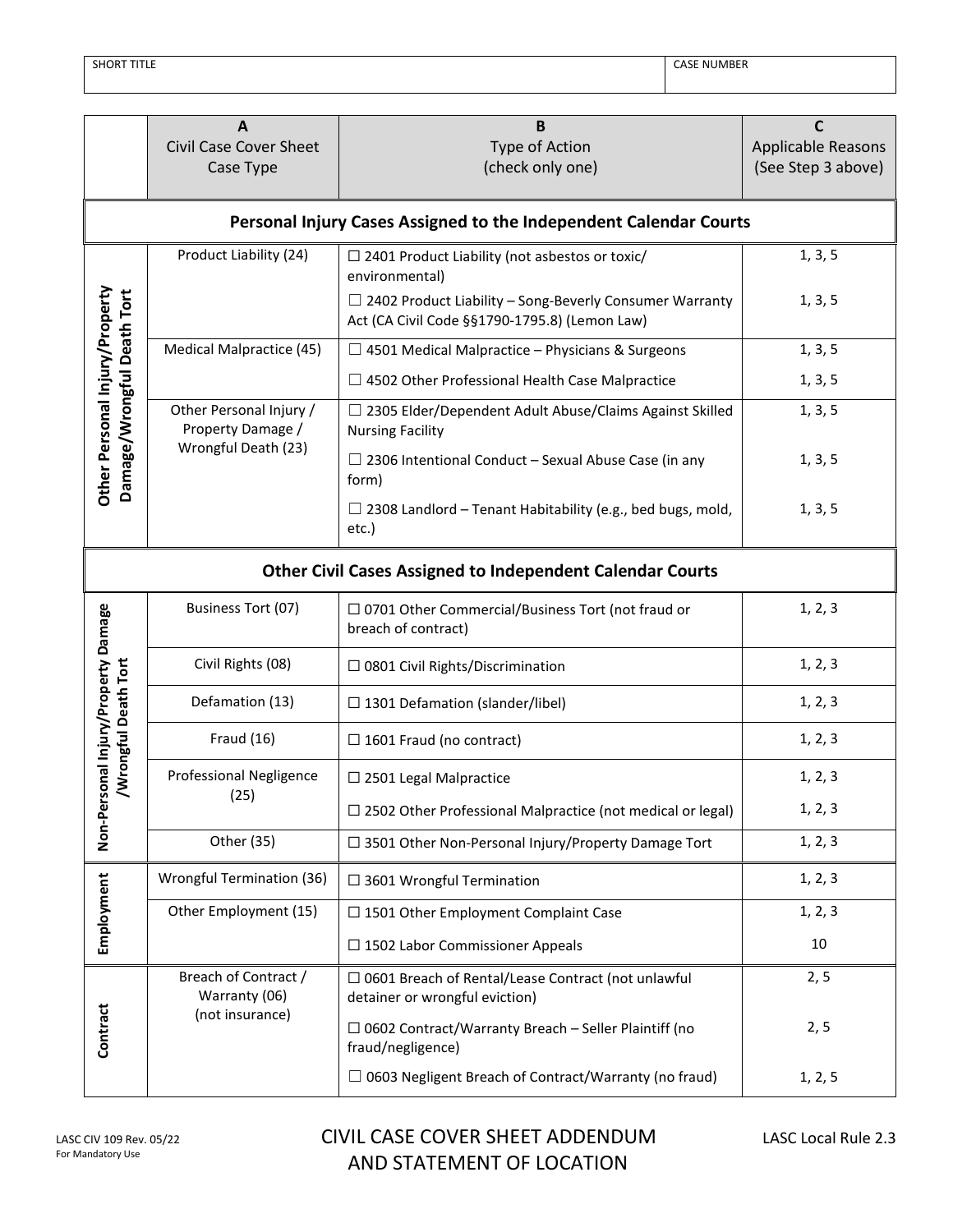| SHORT TITLE | CASE NUMBER |
| --- | --- |
| | |

| | A<br>Civil Case Cover Sheet<br>Case Type | B<br>Type of Action<br>(check only one) | C<br>Applicable Reasons<br>(See Step 3 above) |
| --- | --- | --- | --- |
| **Personal Injury Cases Assigned to the Independent Calendar Courts** | | | |
| **Other Personal Injury/Property Damage/Wrongful Death Tort** | Product Liability (24) | ☐ 2401 Product Liability (not asbestos or toxic/ environmental) | 1, 3, 5 |
| | | ☐ 2402 Product Liability – Song-Beverly Consumer Warranty Act (CA Civil Code §§1790-1795.8) (Lemon Law) | 1, 3, 5 |
| | Medical Malpractice (45) | ☐ 4501 Medical Malpractice – Physicians & Surgeons | 1, 3, 5 |
| | | ☐ 4502 Other Professional Health Case Malpractice | 1, 3, 5 |
| | Other Personal Injury / Property Damage / Wrongful Death (23) | ☐ 2305 Elder/Dependent Adult Abuse/Claims Against Skilled Nursing Facility | 1, 3, 5 |
| | | ☐ 2306 Intentional Conduct – Sexual Abuse Case (in any form) | 1, 3, 5 |
| | | ☐ 2308 Landlord – Tenant Habitability (e.g., bed bugs, mold, etc.) | 1, 3, 5 |
| **Other Civil Cases Assigned to Independent Calendar Courts** | | | |
| **Non-Personal Injury/Property Damage /Wrongful Death Tort** | Business Tort (07) | ☐ 0701 Other Commercial/Business Tort (not fraud or breach of contract) | 1, 2, 3 |
| | Civil Rights (08) | ☐ 0801 Civil Rights/Discrimination | 1, 2, 3 |
| | Defamation (13) | ☐ 1301 Defamation (slander/libel) | 1, 2, 3 |
| | Fraud (16) | ☐ 1601 Fraud (no contract) | 1, 2, 3 |
| | Professional Negligence (25) | ☐ 2501 Legal Malpractice | 1, 2, 3 |
| | | ☐ 2502 Other Professional Malpractice (not medical or legal) | 1, 2, 3 |
| | Other (35) | ☐ 3501 Other Non-Personal Injury/Property Damage Tort | 1, 2, 3 |
| **Employment** | Wrongful Termination (36) | ☐ 3601 Wrongful Termination | 1, 2, 3 |
| | Other Employment (15) | ☐ 1501 Other Employment Complaint Case | 1, 2, 3 |
| | | ☐ 1502 Labor Commissioner Appeals | 10 |
| **Contract** | Breach of Contract / Warranty (06) (not insurance) | ☐ 0601 Breach of Rental/Lease Contract (not unlawful detainer or wrongful eviction) | 2, 5 |
| | | ☐ 0602 Contract/Warranty Breach – Seller Plaintiff (no fraud/negligence) | 2, 5 |
| | | ☐ 0603 Negligent Breach of Contract/Warranty (no fraud) | 1, 2, 5 |

LASC CIV 109 Rev. 05/22
For Mandatory Use

CIVIL CASE COVER SHEET ADDENDUM AND STATEMENT OF LOCATION

LASC Local Rule 2.3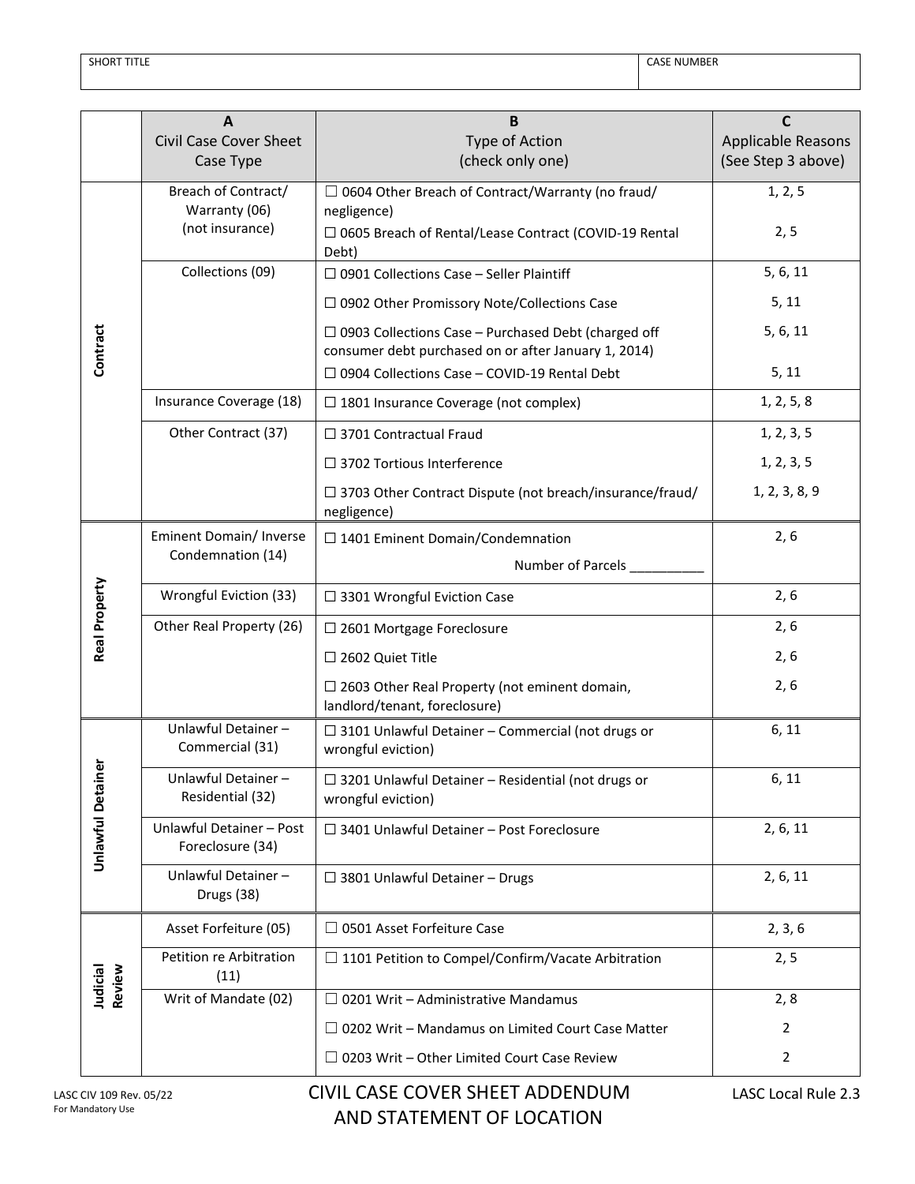| SHORT TITLE | CASE NUMBER |
| --- | --- |
| | |

| | A<br>Civil Case Cover Sheet<br>Case Type | B<br>Type of Action<br>(check only one) | C<br>Applicable Reasons<br>(See Step 3 above) |
| --- | --- | --- | --- |
| **Contract** | Breach of Contract/ Warranty (06)<br>(not insurance) | ☐ 0604 Other Breach of Contract/Warranty (no fraud/ negligence) | 1, 2, 5 |
| | | ☐ 0605 Breach of Rental/Lease Contract (COVID-19 Rental Debt) | 2, 5 |
| | Collections (09) | ☐ 0901 Collections Case – Seller Plaintiff | 5, 6, 11 |
| | | ☐ 0902 Other Promissory Note/Collections Case | 5, 11 |
| | | ☐ 0903 Collections Case – Purchased Debt (charged off consumer debt purchased on or after January 1, 2014) | 5, 6, 11 |
| | | ☐ 0904 Collections Case – COVID-19 Rental Debt | 5, 11 |
| | Insurance Coverage (18) | ☐ 1801 Insurance Coverage (not complex) | 1, 2, 5, 8 |
| | Other Contract (37) | ☐ 3701 Contractual Fraud | 1, 2, 3, 5 |
| | | ☐ 3702 Tortious Interference | 1, 2, 3, 5 |
| | | ☐ 3703 Other Contract Dispute (not breach/insurance/fraud/ negligence) | 1, 2, 3, 8, 9 |
| **Real Property** | Eminent Domain/ Inverse Condemnation (14) | ☐ 1401 Eminent Domain/Condemnation<br>Number of Parcels __________ | 2, 6 |
| | Wrongful Eviction (33) | ☐ 3301 Wrongful Eviction Case | 2, 6 |
| | Other Real Property (26) | ☐ 2601 Mortgage Foreclosure | 2, 6 |
| | | ☐ 2602 Quiet Title | 2, 6 |
| | | ☐ 2603 Other Real Property (not eminent domain, landlord/tenant, foreclosure) | 2, 6 |
| **Unlawful Detainer** | Unlawful Detainer – Commercial (31) | ☐ 3101 Unlawful Detainer – Commercial (not drugs or wrongful eviction) | 6, 11 |
| | Unlawful Detainer – Residential (32) | ☐ 3201 Unlawful Detainer – Residential (not drugs or wrongful eviction) | 6, 11 |
| | Unlawful Detainer – Post Foreclosure (34) | ☐ 3401 Unlawful Detainer – Post Foreclosure | 2, 6, 11 |
| | Unlawful Detainer – Drugs (38) | ☐ 3801 Unlawful Detainer – Drugs | 2, 6, 11 |
| **Judicial Review** | Asset Forfeiture (05) | ☐ 0501 Asset Forfeiture Case | 2, 3, 6 |
| | Petition re Arbitration (11) | ☐ 1101 Petition to Compel/Confirm/Vacate Arbitration | 2, 5 |
| | Writ of Mandate (02) | ☐ 0201 Writ – Administrative Mandamus | 2, 8 |
| | | ☐ 0202 Writ – Mandamus on Limited Court Case Matter | 2 |
| | | ☐ 0203 Writ – Other Limited Court Case Review | 2 |

LASC CIV 109 Rev. 05/22
For Mandatory Use

CIVIL CASE COVER SHEET ADDENDUM AND STATEMENT OF LOCATION

LASC Local Rule 2.3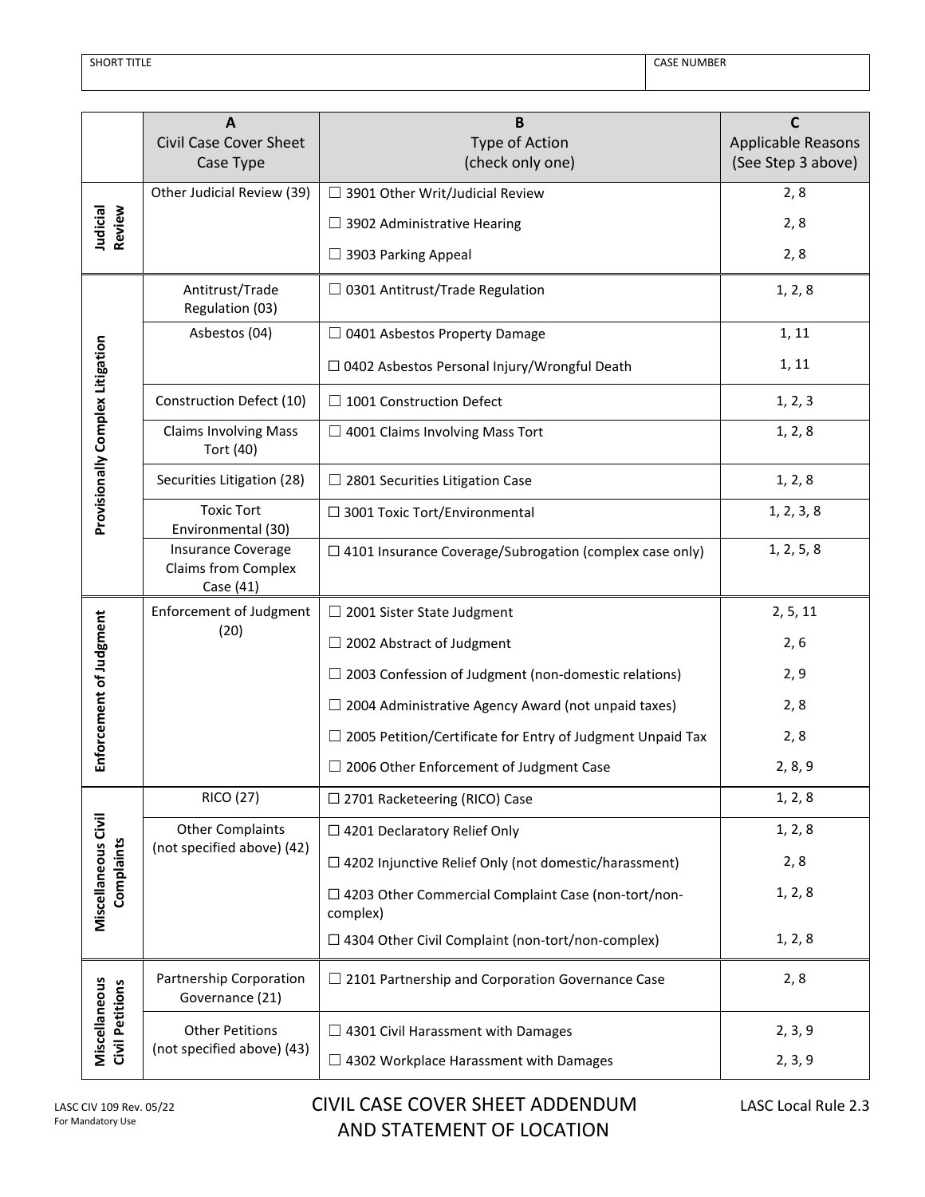| SHORT TITLE | CASE NUMBER |
|---|---|
| | |

| | A<br>Civil Case Cover Sheet Case Type | B<br>Type of Action<br>(check only one) | C<br>Applicable Reasons<br>(See Step 3 above) |
|---|---|---|---|
| **Judicial Review** | Other Judicial Review (39) | ☐ 3901 Other Writ/Judicial Review | 2, 8 |
| | | ☐ 3902 Administrative Hearing | 2, 8 |
| | | ☐ 3903 Parking Appeal | 2, 8 |
| **Provisionally Complex Litigation** | Antitrust/Trade Regulation (03) | ☐ 0301 Antitrust/Trade Regulation | 1, 2, 8 |
| | Asbestos (04) | ☐ 0401 Asbestos Property Damage | 1, 11 |
| | | ☐ 0402 Asbestos Personal Injury/Wrongful Death | 1, 11 |
| | Construction Defect (10) | ☐ 1001 Construction Defect | 1, 2, 3 |
| | Claims Involving Mass Tort (40) | ☐ 4001 Claims Involving Mass Tort | 1, 2, 8 |
| | Securities Litigation (28) | ☐ 2801 Securities Litigation Case | 1, 2, 8 |
| | Toxic Tort Environmental (30) | ☐ 3001 Toxic Tort/Environmental | 1, 2, 3, 8 |
| | Insurance Coverage Claims from Complex Case (41) | ☐ 4101 Insurance Coverage/Subrogation (complex case only) | 1, 2, 5, 8 |
| **Enforcement of Judgment** | Enforcement of Judgment (20) | ☐ 2001 Sister State Judgment | 2, 5, 11 |
| | | ☐ 2002 Abstract of Judgment | 2, 6 |
| | | ☐ 2003 Confession of Judgment (non-domestic relations) | 2, 9 |
| | | ☐ 2004 Administrative Agency Award (not unpaid taxes) | 2, 8 |
| | | ☐ 2005 Petition/Certificate for Entry of Judgment Unpaid Tax | 2, 8 |
| | | ☐ 2006 Other Enforcement of Judgment Case | 2, 8, 9 |
| **Miscellaneous Civil Complaints** | RICO (27) | ☐ 2701 Racketeering (RICO) Case | 1, 2, 8 |
| | Other Complaints (not specified above) (42) | ☐ 4201 Declaratory Relief Only | 1, 2, 8 |
| | | ☐ 4202 Injunctive Relief Only (not domestic/harassment) | 2, 8 |
| | | ☐ 4203 Other Commercial Complaint Case (non-tort/non-complex) | 1, 2, 8 |
| | | ☐ 4304 Other Civil Complaint (non-tort/non-complex) | 1, 2, 8 |
| **Miscellaneous Civil Petitions** | Partnership Corporation Governance (21) | ☐ 2101 Partnership and Corporation Governance Case | 2, 8 |
| | Other Petitions (not specified above) (43) | ☐ 4301 Civil Harassment with Damages | 2, 3, 9 |
| | | ☐ 4302 Workplace Harassment with Damages | 2, 3, 9 |

LASC CIV 109 Rev. 05/22
For Mandatory Use

CIVIL CASE COVER SHEET ADDENDUM AND STATEMENT OF LOCATION

LASC Local Rule 2.3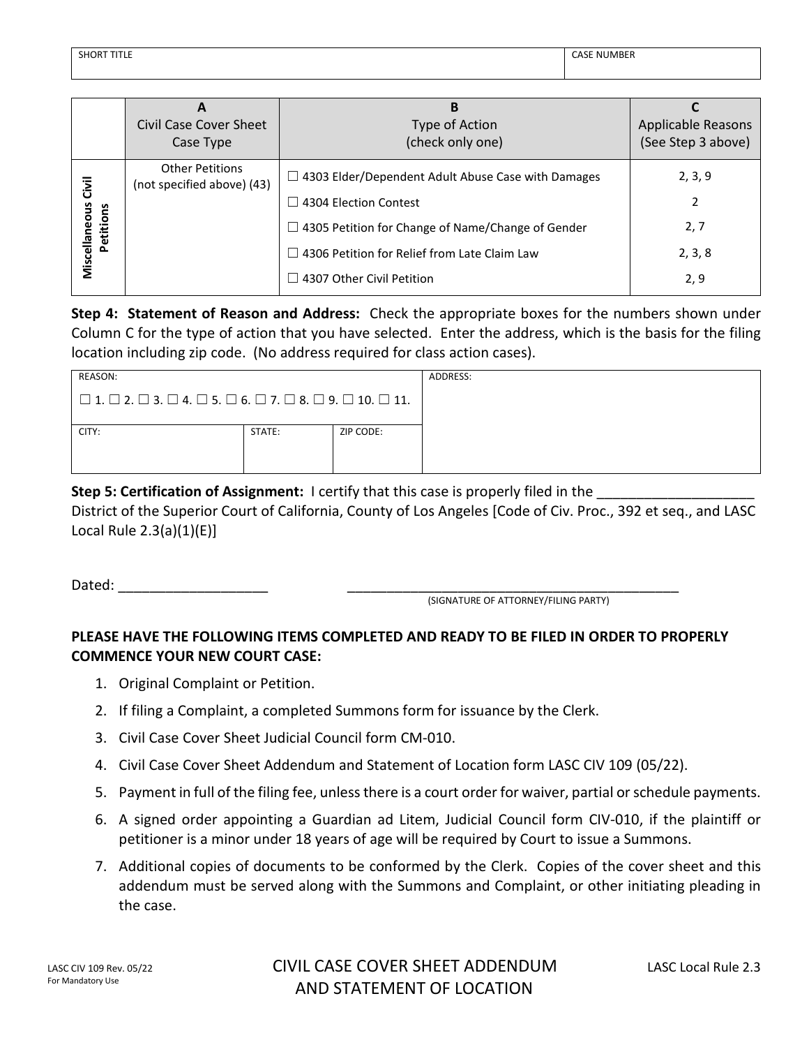| SHORT TITLE | CASE NUMBER |
|---|---|
| | |

| | A<br>Civil Case Cover Sheet<br>Case Type | B<br>Type of Action<br>(check only one) | C<br>Applicable Reasons<br>(See Step 3 above) |
|---|---|---|---|
| Miscellaneous Civil Petitions | Other Petitions (not specified above) (43) | ☐ 4303 Elder/Dependent Adult Abuse Case with Damages | 2, 3, 9 |
| | | ☐ 4304 Election Contest | 2 |
| | | ☐ 4305 Petition for Change of Name/Change of Gender | 2, 7 |
| | | ☐ 4306 Petition for Relief from Late Claim Law | 2, 3, 8 |
| | | ☐ 4307 Other Civil Petition | 2, 9 |

**Step 4: Statement of Reason and Address:** Check the appropriate boxes for the numbers shown under Column C for the type of action that you have selected. Enter the address, which is the basis for the filing location including zip code. (No address required for class action cases).

| REASON: | | | ADDRESS: |
|---|---|---|---|
| ☐ 1. ☐ 2. ☐ 3. ☐ 4. ☐ 5. ☐ 6. ☐ 7. ☐ 8. ☐ 9. ☐ 10. ☐ 11. | | | |
| CITY: | STATE: | ZIP CODE: | |

**Step 5: Certification of Assignment:** I certify that this case is properly filed in the ____________________ District of the Superior Court of California, County of Los Angeles [Code of Civ. Proc., 392 et seq., and LASC Local Rule 2.3(a)(1)(E)]

Dated: ___________________ _____________________________________________

(SIGNATURE OF ATTORNEY/FILING PARTY)

**PLEASE HAVE THE FOLLOWING ITEMS COMPLETED AND READY TO BE FILED IN ORDER TO PROPERLY COMMENCE YOUR NEW COURT CASE:**

1. Original Complaint or Petition.
2. If filing a Complaint, a completed Summons form for issuance by the Clerk.
3. Civil Case Cover Sheet Judicial Council form CM-010.
4. Civil Case Cover Sheet Addendum and Statement of Location form LASC CIV 109 (05/22).
5. Payment in full of the filing fee, unless there is a court order for waiver, partial or schedule payments.
6. A signed order appointing a Guardian ad Litem, Judicial Council form CIV-010, if the plaintiff or petitioner is a minor under 18 years of age will be required by Court to issue a Summons.
7. Additional copies of documents to be conformed by the Clerk. Copies of the cover sheet and this addendum must be served along with the Summons and Complaint, or other initiating pleading in the case.

LASC CIV 109 Rev. 05/22
For Mandatory Use

CIVIL CASE COVER SHEET ADDENDUM AND STATEMENT OF LOCATION

LASC Local Rule 2.3